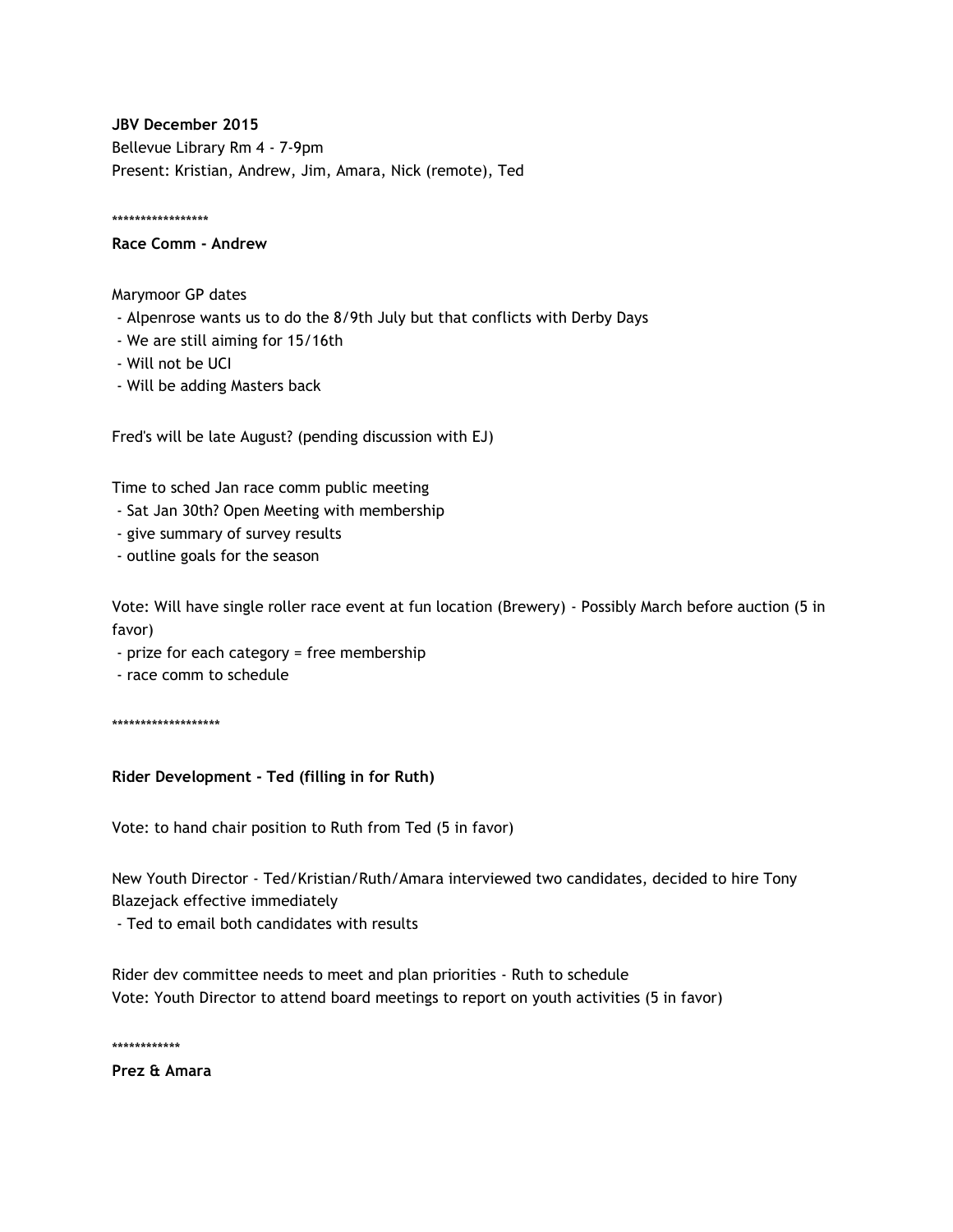**JBV December 2015**

Bellevue Library Rm 4 - 7-9pm

Present: Kristian, Andrew, Jim, Amara, Nick (remote), Ted

*****************

**Race Comm - Andrew**

Marymoor GP dates

- Alpenrose wants us to do the 8/9th July but that conflicts with Derby Days
- We are still aiming for 15/16th
- Will not be UCI
- Will be adding Masters back

Fred's will be late August? (pending discussion with EJ)

Time to sched Jan race comm public meeting

- Sat Jan 30th? Open Meeting with membership
- give summary of survey results
- outline goals for the season

Vote: Will have single roller race event at fun location (Brewery) - Possibly March before auction (5 in favor)

- prize for each category = free membership
- race comm to schedule

*******************

**Rider Development - Ted (filling in for Ruth)**

Vote: to hand chair position to Ruth from Ted (5 in favor)

New Youth Director - Ted/Kristian/Ruth/Amara interviewed two candidates, decided to hire Tony Blazejack effective immediately

- Ted to email both candidates with results

Rider dev committee needs to meet and plan priorities - Ruth to schedule

Vote: Youth Director to attend board meetings to report on youth activities (5 in favor)

************

**Prez & Amara**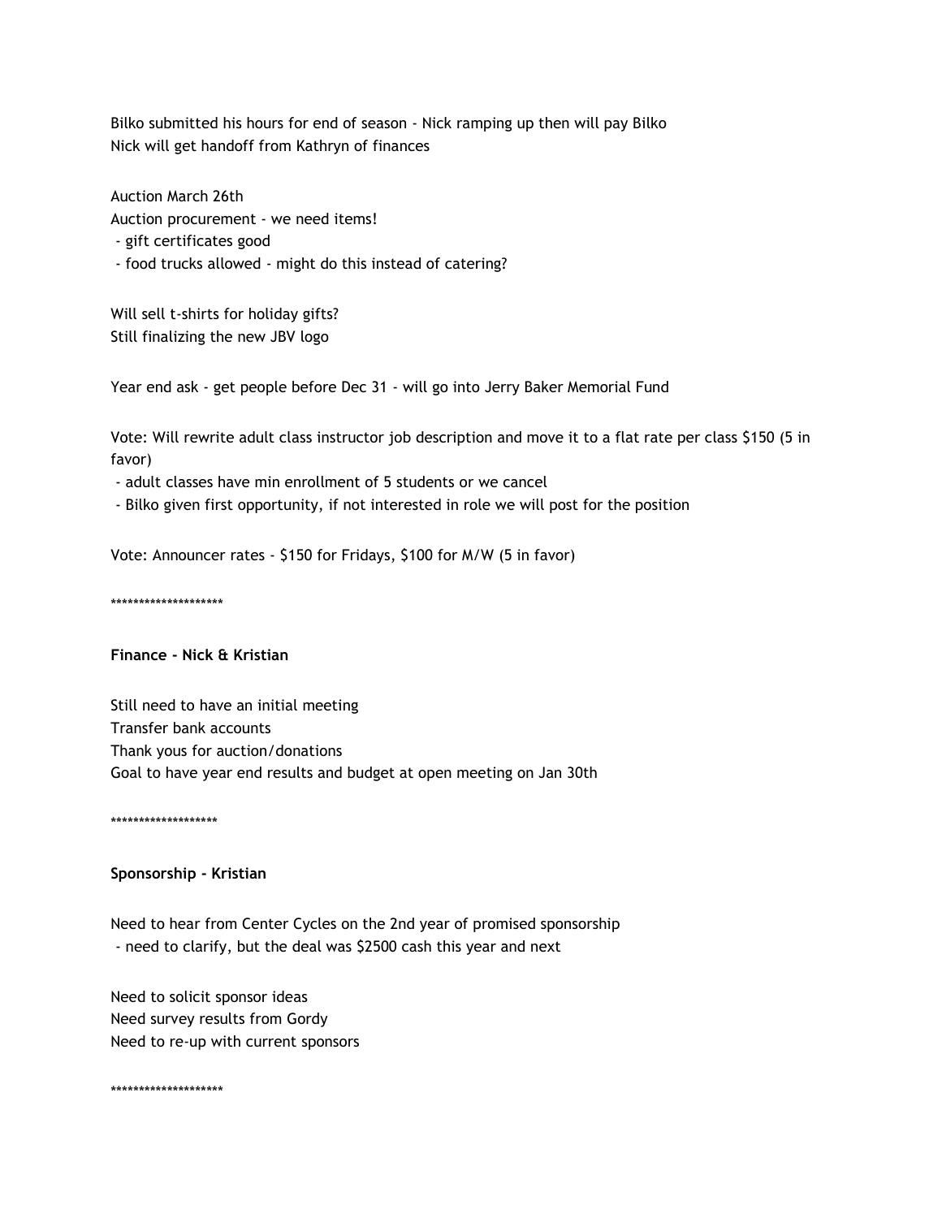Bilko submitted his hours for end of season - Nick ramping up then will pay Bilko
Nick will get handoff from Kathryn of finances

Auction March 26th
Auction procurement - we need items!
 - gift certificates good
 - food trucks allowed - might do this instead of catering?

Will sell t-shirts for holiday gifts?
Still finalizing the new JBV logo

Year end ask - get people before Dec 31 - will go into Jerry Baker Memorial Fund

Vote: Will rewrite adult class instructor job description and move it to a flat rate per class $150 (5 in favor)
 - adult classes have min enrollment of 5 students or we cancel
 - Bilko given first opportunity, if not interested in role we will post for the position

Vote: Announcer rates - $150 for Fridays, $100 for M/W (5 in favor)

********************

**Finance - Nick & Kristian**

Still need to have an initial meeting
Transfer bank accounts
Thank yous for auction/donations
Goal to have year end results and budget at open meeting on Jan 30th

*******************

**Sponsorship - Kristian**

Need to hear from Center Cycles on the 2nd year of promised sponsorship
 - need to clarify, but the deal was $2500 cash this year and next

Need to solicit sponsor ideas
Need survey results from Gordy
Need to re-up with current sponsors

********************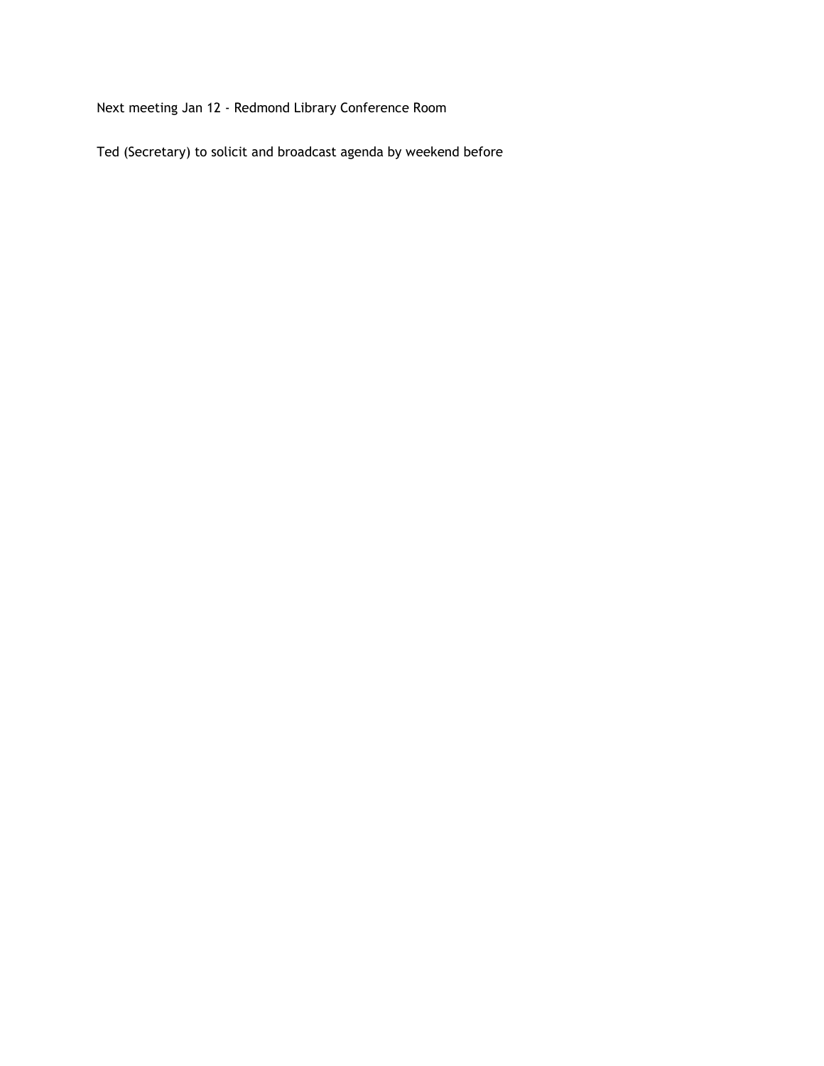Next meeting Jan 12 - Redmond Library Conference Room

Ted (Secretary) to solicit and broadcast agenda by weekend before